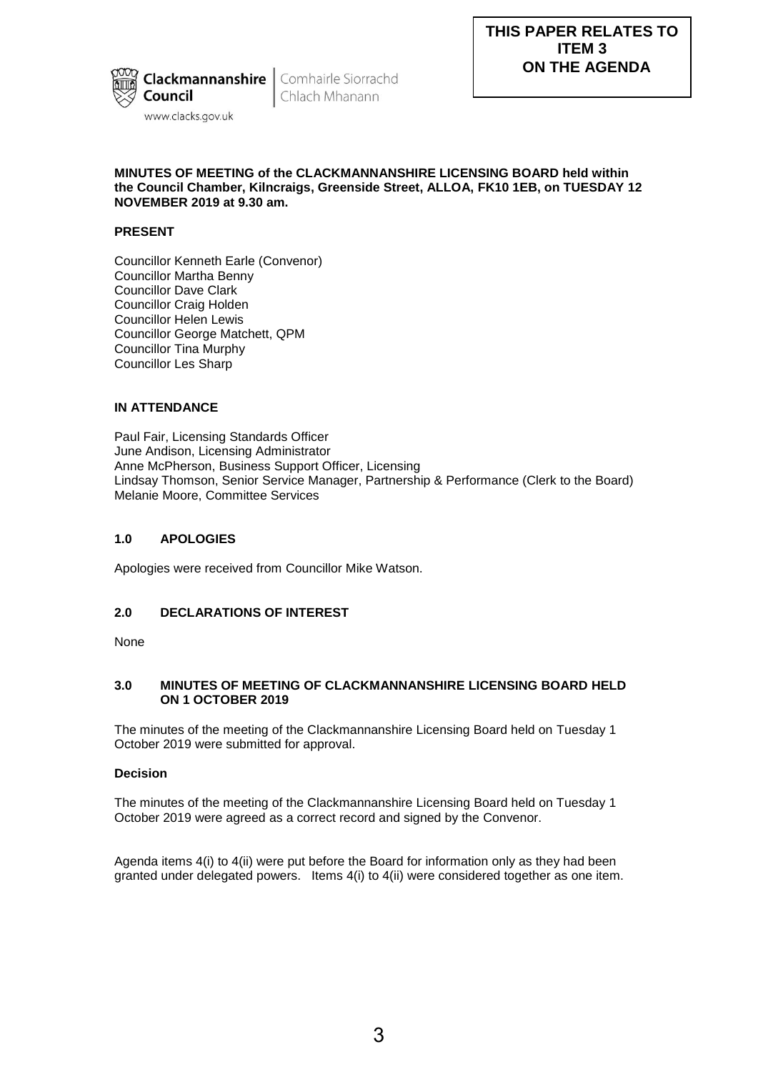**THIS PAPER RELATES TO ITEM 3 ON THE AGENDA**

Clackmannanshire Council | Comhairle Siorrachd Chlach Mhanann

www.clacks.gov.uk

**MINUTES OF MEETING of the CLACKMANNANSHIRE LICENSING BOARD held within the Council Chamber, Kilncraigs, Greenside Street, ALLOA, FK10 1EB, on TUESDAY 12 NOVEMBER 2019 at 9.30 am.**

**PRESENT**

Councillor Kenneth Earle (Convenor)
Councillor Martha Benny
Councillor Dave Clark
Councillor Craig Holden
Councillor Helen Lewis
Councillor George Matchett, QPM
Councillor Tina Murphy
Councillor Les Sharp

**IN ATTENDANCE**

Paul Fair, Licensing Standards Officer
June Andison, Licensing Administrator
Anne McPherson, Business Support Officer, Licensing
Lindsay Thomson, Senior Service Manager, Partnership & Performance (Clerk to the Board)
Melanie Moore, Committee Services

## 1.0 APOLOGIES

Apologies were received from Councillor Mike Watson.

## 2.0 DECLARATIONS OF INTEREST

None

## 3.0 MINUTES OF MEETING OF CLACKMANNANSHIRE LICENSING BOARD HELD ON 1 OCTOBER 2019

The minutes of the meeting of the Clackmannanshire Licensing Board held on Tuesday 1 October 2019 were submitted for approval.

**Decision**

The minutes of the meeting of the Clackmannanshire Licensing Board held on Tuesday 1 October 2019 were agreed as a correct record and signed by the Convenor.

Agenda items 4(i) to 4(ii) were put before the Board for information only as they had been granted under delegated powers. Items 4(i) to 4(ii) were considered together as one item.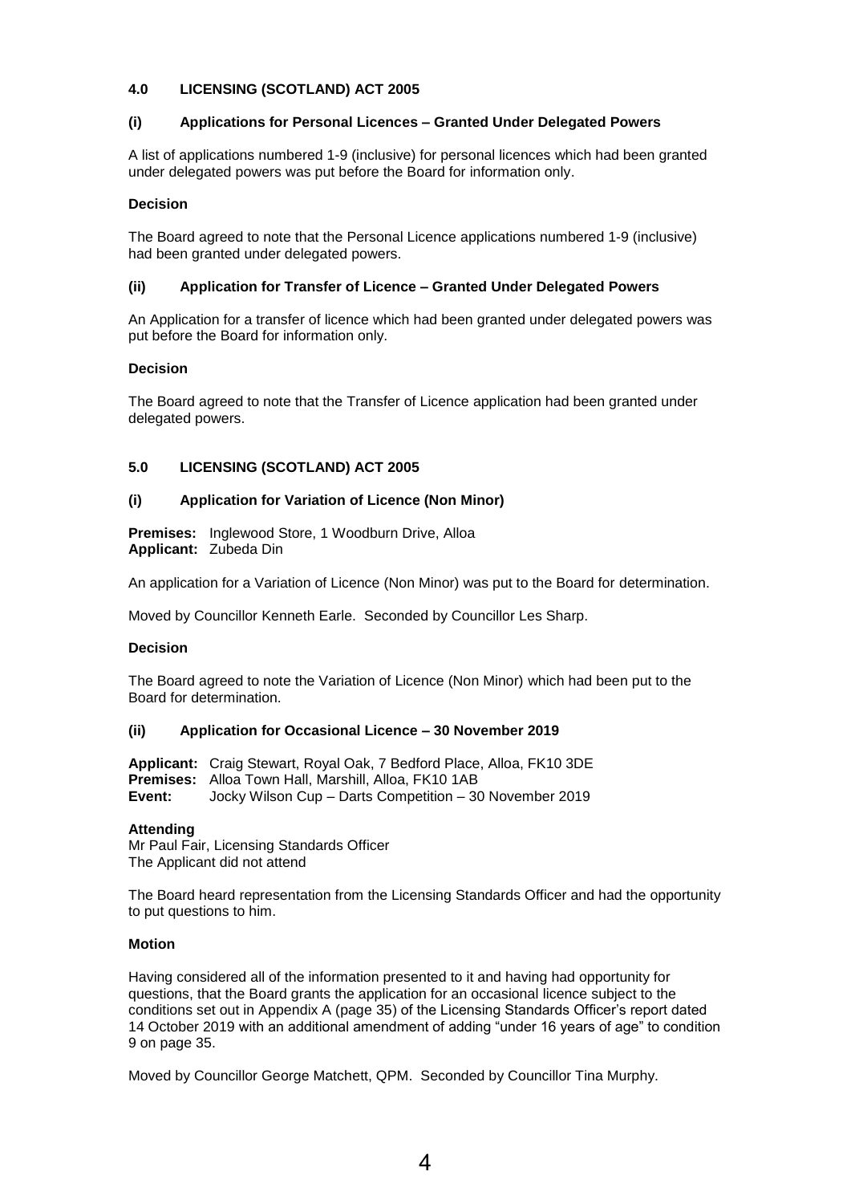### 4.0 LICENSING (SCOTLAND) ACT 2005

#### (i) Applications for Personal Licences – Granted Under Delegated Powers

A list of applications numbered 1-9 (inclusive) for personal licences which had been granted under delegated powers was put before the Board for information only.

**Decision**

The Board agreed to note that the Personal Licence applications numbered 1-9 (inclusive) had been granted under delegated powers.

#### (ii) Application for Transfer of Licence – Granted Under Delegated Powers

An Application for a transfer of licence which had been granted under delegated powers was put before the Board for information only.

**Decision**

The Board agreed to note that the Transfer of Licence application had been granted under delegated powers.

### 5.0 LICENSING (SCOTLAND) ACT 2005

#### (i) Application for Variation of Licence (Non Minor)

**Premises:** Inglewood Store, 1 Woodburn Drive, Alloa
**Applicant:** Zubeda Din

An application for a Variation of Licence (Non Minor) was put to the Board for determination.

Moved by Councillor Kenneth Earle. Seconded by Councillor Les Sharp.

**Decision**

The Board agreed to note the Variation of Licence (Non Minor) which had been put to the Board for determination.

#### (ii) Application for Occasional Licence – 30 November 2019

**Applicant:** Craig Stewart, Royal Oak, 7 Bedford Place, Alloa, FK10 3DE
**Premises:** Alloa Town Hall, Marshill, Alloa, FK10 1AB
**Event:** Jocky Wilson Cup – Darts Competition – 30 November 2019

**Attending**
Mr Paul Fair, Licensing Standards Officer
The Applicant did not attend

The Board heard representation from the Licensing Standards Officer and had the opportunity to put questions to him.

**Motion**

Having considered all of the information presented to it and having had opportunity for questions, that the Board grants the application for an occasional licence subject to the conditions set out in Appendix A (page 35) of the Licensing Standards Officer's report dated 14 October 2019 with an additional amendment of adding "under 16 years of age" to condition 9 on page 35.

Moved by Councillor George Matchett, QPM. Seconded by Councillor Tina Murphy.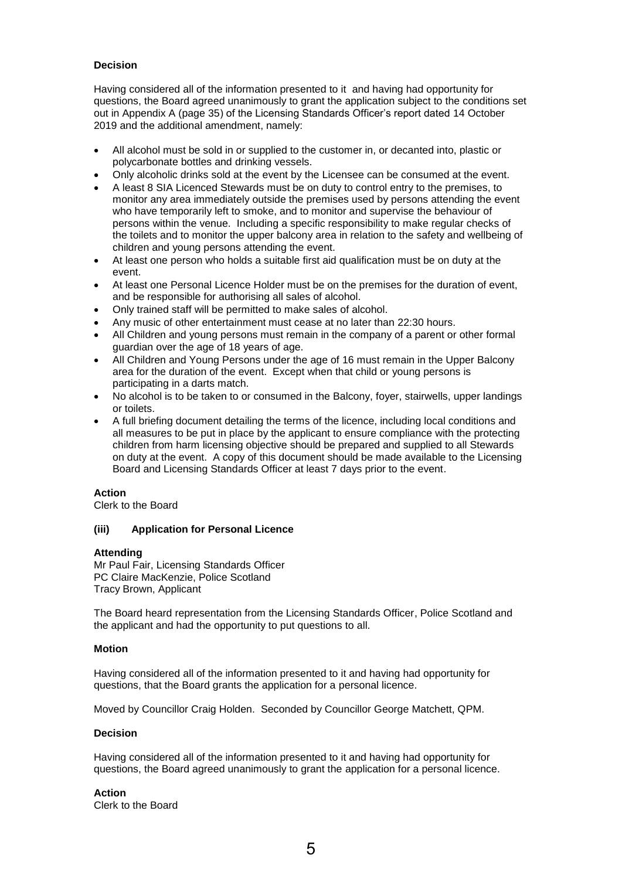**Decision**

Having considered all of the information presented to it and having had opportunity for questions, the Board agreed unanimously to grant the application subject to the conditions set out in Appendix A (page 35) of the Licensing Standards Officer's report dated 14 October 2019 and the additional amendment, namely:

- All alcohol must be sold in or supplied to the customer in, or decanted into, plastic or polycarbonate bottles and drinking vessels.
- Only alcoholic drinks sold at the event by the Licensee can be consumed at the event.
- A least 8 SIA Licenced Stewards must be on duty to control entry to the premises, to monitor any area immediately outside the premises used by persons attending the event who have temporarily left to smoke, and to monitor and supervise the behaviour of persons within the venue. Including a specific responsibility to make regular checks of the toilets and to monitor the upper balcony area in relation to the safety and wellbeing of children and young persons attending the event.
- At least one person who holds a suitable first aid qualification must be on duty at the event.
- At least one Personal Licence Holder must be on the premises for the duration of event, and be responsible for authorising all sales of alcohol.
- Only trained staff will be permitted to make sales of alcohol.
- Any music of other entertainment must cease at no later than 22:30 hours.
- All Children and young persons must remain in the company of a parent or other formal guardian over the age of 18 years of age.
- All Children and Young Persons under the age of 16 must remain in the Upper Balcony area for the duration of the event. Except when that child or young persons is participating in a darts match.
- No alcohol is to be taken to or consumed in the Balcony, foyer, stairwells, upper landings or toilets.
- A full briefing document detailing the terms of the licence, including local conditions and all measures to be put in place by the applicant to ensure compliance with the protecting children from harm licensing objective should be prepared and supplied to all Stewards on duty at the event. A copy of this document should be made available to the Licensing Board and Licensing Standards Officer at least 7 days prior to the event.

**Action**
Clerk to the Board

### (iii) Application for Personal Licence

**Attending**
Mr Paul Fair, Licensing Standards Officer
PC Claire MacKenzie, Police Scotland
Tracy Brown, Applicant

The Board heard representation from the Licensing Standards Officer, Police Scotland and the applicant and had the opportunity to put questions to all.

**Motion**

Having considered all of the information presented to it and having had opportunity for questions, that the Board grants the application for a personal licence.

Moved by Councillor Craig Holden. Seconded by Councillor George Matchett, QPM.

**Decision**

Having considered all of the information presented to it and having had opportunity for questions, the Board agreed unanimously to grant the application for a personal licence.

**Action**
Clerk to the Board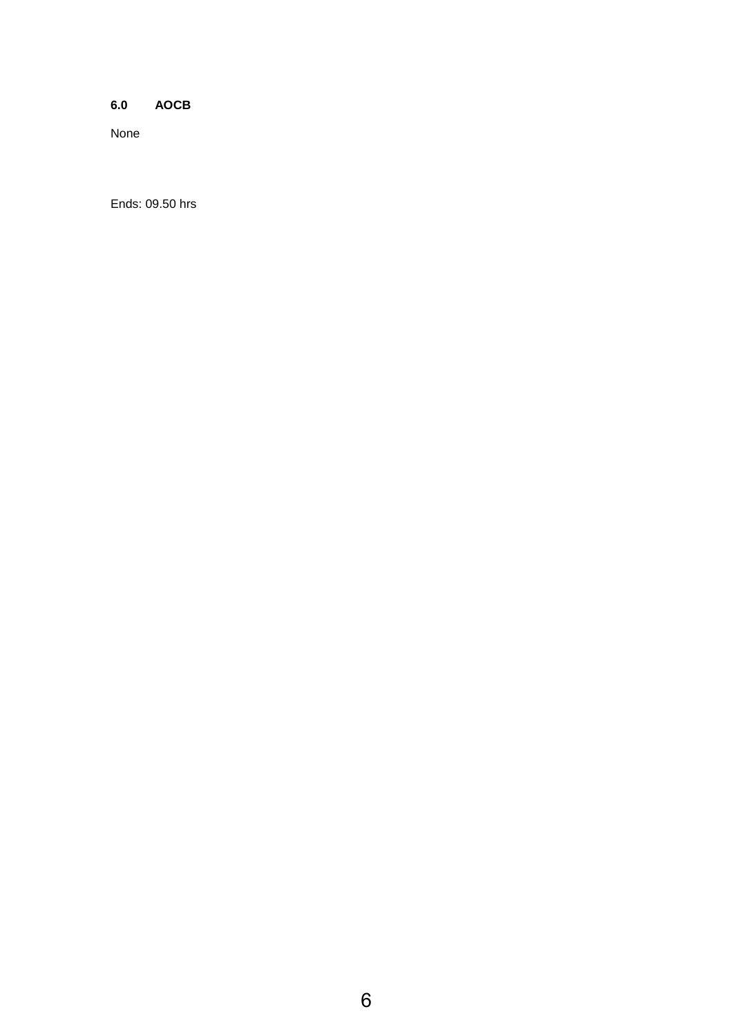## 6.0 AOCB

None

Ends: 09.50 hrs